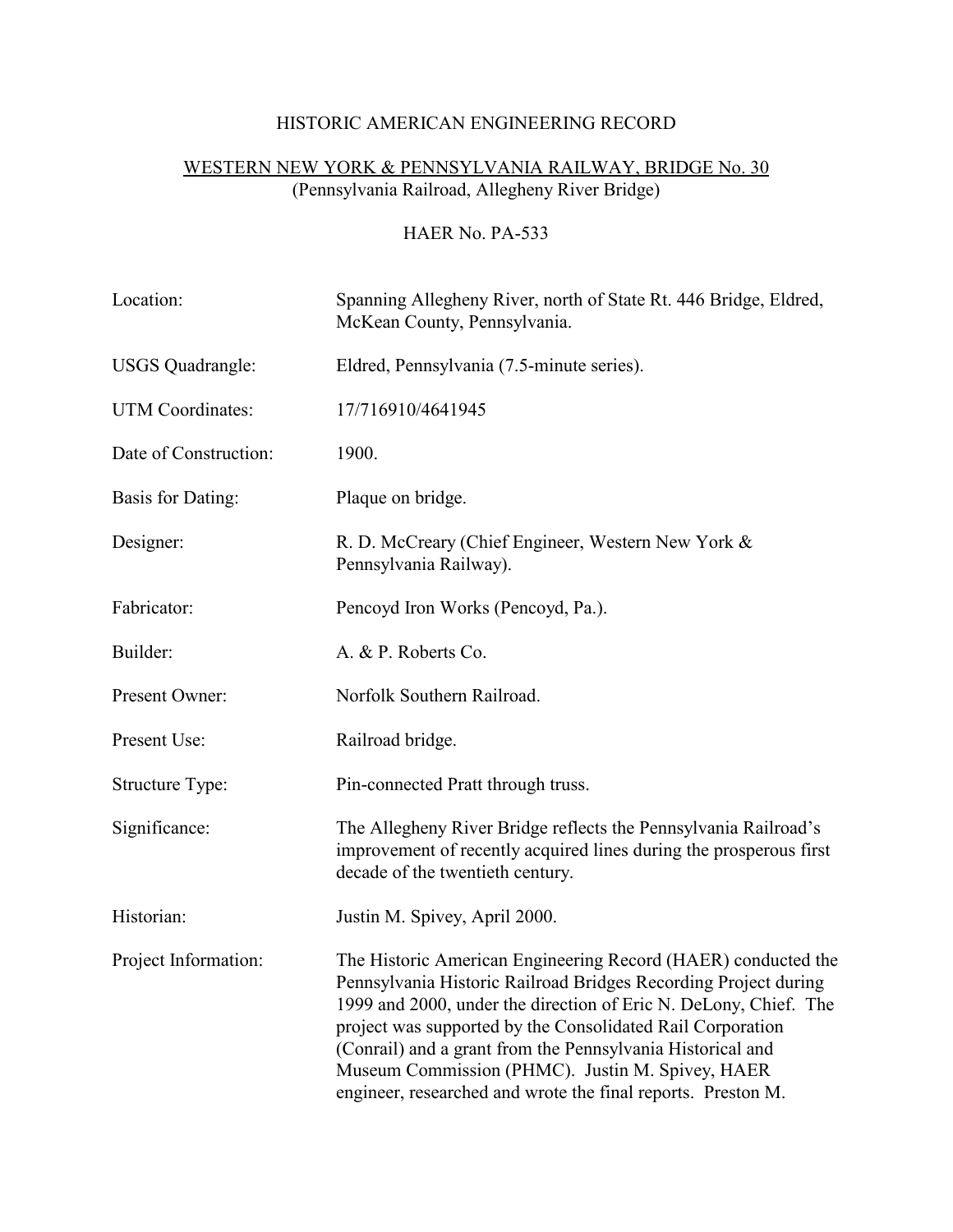# HISTORIC AMERICAN ENGINEERING RECORD

## WESTERN NEW YORK & PENNSYLVANIA RAILWAY, BRIDGE No. 30

(Pennsylvania Railroad, Allegheny River Bridge)

HAER No. PA-533

| | |
|---|---|
| Location: | Spanning Allegheny River, north of State Rt. 446 Bridge, Eldred, McKean County, Pennsylvania. |
| USGS Quadrangle: | Eldred, Pennsylvania (7.5-minute series). |
| UTM Coordinates: | 17/716910/4641945 |
| Date of Construction: | 1900. |
| Basis for Dating: | Plaque on bridge. |
| Designer: | R. D. McCreary (Chief Engineer, Western New York & Pennsylvania Railway). |
| Fabricator: | Pencoyd Iron Works (Pencoyd, Pa.). |
| Builder: | A. & P. Roberts Co. |
| Present Owner: | Norfolk Southern Railroad. |
| Present Use: | Railroad bridge. |
| Structure Type: | Pin-connected Pratt through truss. |
| Significance: | The Allegheny River Bridge reflects the Pennsylvania Railroad's improvement of recently acquired lines during the prosperous first decade of the twentieth century. |
| Historian: | Justin M. Spivey, April 2000. |
| Project Information: | The Historic American Engineering Record (HAER) conducted the Pennsylvania Historic Railroad Bridges Recording Project during 1999 and 2000, under the direction of Eric N. DeLony, Chief. The project was supported by the Consolidated Rail Corporation (Conrail) and a grant from the Pennsylvania Historical and Museum Commission (PHMC). Justin M. Spivey, HAER engineer, researched and wrote the final reports. Preston M. |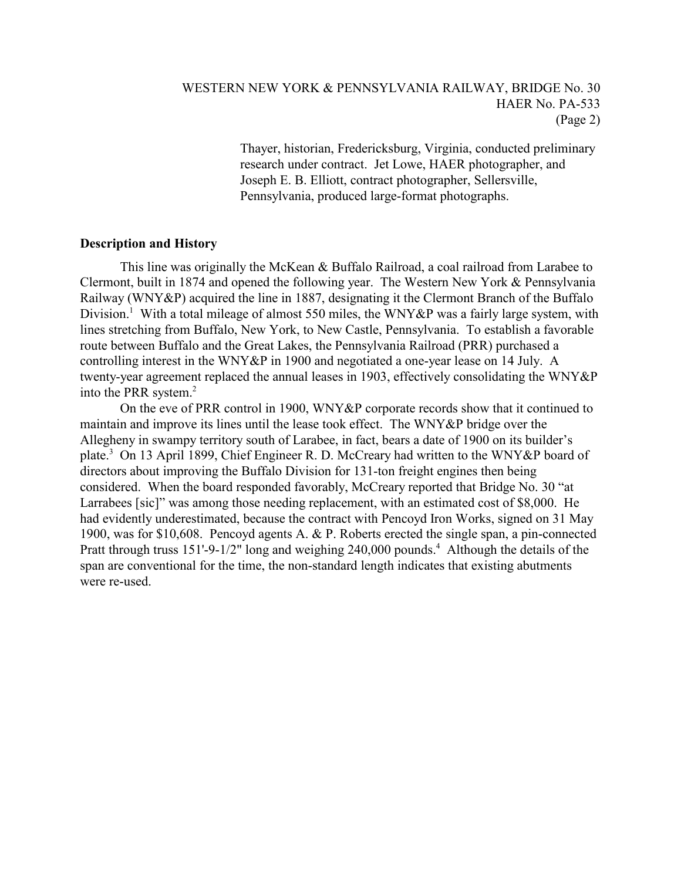Thayer, historian, Fredericksburg, Virginia, conducted preliminary research under contract. Jet Lowe, HAER photographer, and Joseph E. B. Elliott, contract photographer, Sellersville, Pennsylvania, produced large-format photographs.

## Description and History

This line was originally the McKean & Buffalo Railroad, a coal railroad from Larabee to Clermont, built in 1874 and opened the following year. The Western New York & Pennsylvania Railway (WNY&P) acquired the line in 1887, designating it the Clermont Branch of the Buffalo Division.[1] With a total mileage of almost 550 miles, the WNY&P was a fairly large system, with lines stretching from Buffalo, New York, to New Castle, Pennsylvania. To establish a favorable route between Buffalo and the Great Lakes, the Pennsylvania Railroad (PRR) purchased a controlling interest in the WNY&P in 1900 and negotiated a one-year lease on 14 July. A twenty-year agreement replaced the annual leases in 1903, effectively consolidating the WNY&P into the PRR system.[2]

On the eve of PRR control in 1900, WNY&P corporate records show that it continued to maintain and improve its lines until the lease took effect. The WNY&P bridge over the Allegheny in swampy territory south of Larabee, in fact, bears a date of 1900 on its builder's plate.[3] On 13 April 1899, Chief Engineer R. D. McCreary had written to the WNY&P board of directors about improving the Buffalo Division for 131-ton freight engines then being considered. When the board responded favorably, McCreary reported that Bridge No. 30 "at Larrabees [sic]" was among those needing replacement, with an estimated cost of $8,000. He had evidently underestimated, because the contract with Pencoyd Iron Works, signed on 31 May 1900, was for $10,608. Pencoyd agents A. & P. Roberts erected the single span, a pin-connected Pratt through truss 151'-9-1/2" long and weighing 240,000 pounds.[4] Although the details of the span are conventional for the time, the non-standard length indicates that existing abutments were re-used.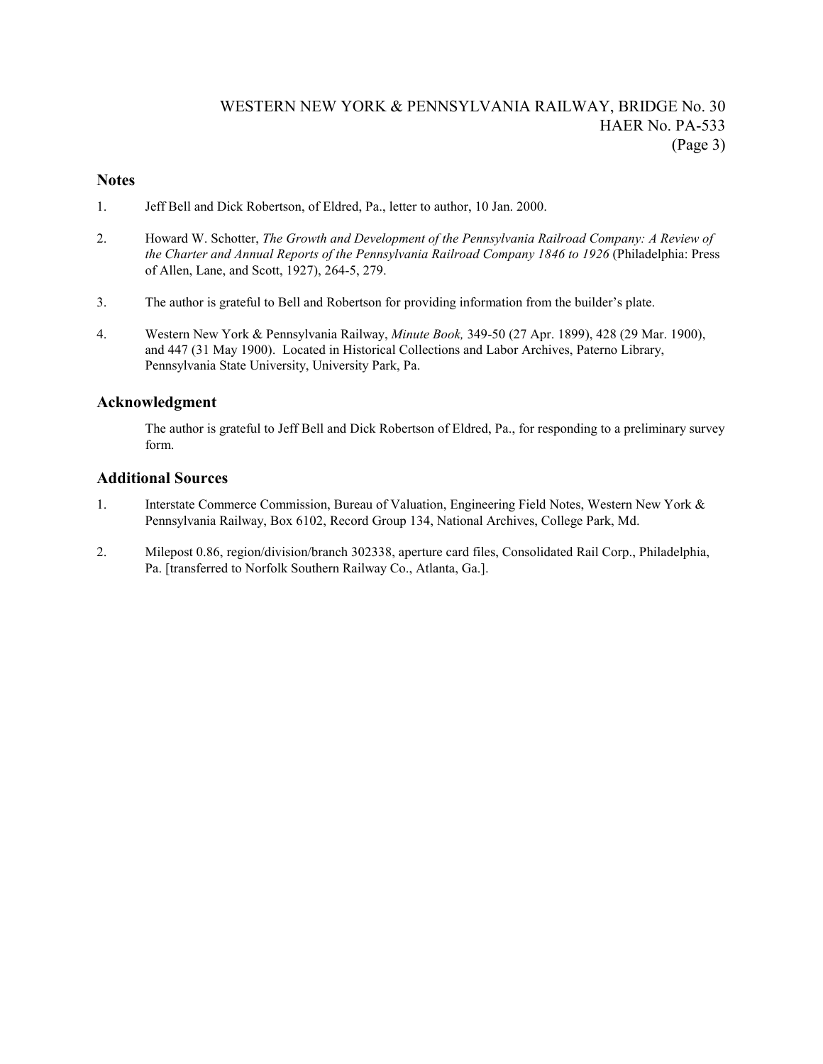## Notes

1. Jeff Bell and Dick Robertson, of Eldred, Pa., letter to author, 10 Jan. 2000.

2. Howard W. Schotter, *The Growth and Development of the Pennsylvania Railroad Company: A Review of the Charter and Annual Reports of the Pennsylvania Railroad Company 1846 to 1926* (Philadelphia: Press of Allen, Lane, and Scott, 1927), 264-5, 279.

3. The author is grateful to Bell and Robertson for providing information from the builder's plate.

4. Western New York & Pennsylvania Railway, *Minute Book,* 349-50 (27 Apr. 1899), 428 (29 Mar. 1900), and 447 (31 May 1900). Located in Historical Collections and Labor Archives, Paterno Library, Pennsylvania State University, University Park, Pa.

## Acknowledgment

The author is grateful to Jeff Bell and Dick Robertson of Eldred, Pa., for responding to a preliminary survey form.

## Additional Sources

1. Interstate Commerce Commission, Bureau of Valuation, Engineering Field Notes, Western New York & Pennsylvania Railway, Box 6102, Record Group 134, National Archives, College Park, Md.

2. Milepost 0.86, region/division/branch 302338, aperture card files, Consolidated Rail Corp., Philadelphia, Pa. [transferred to Norfolk Southern Railway Co., Atlanta, Ga.].